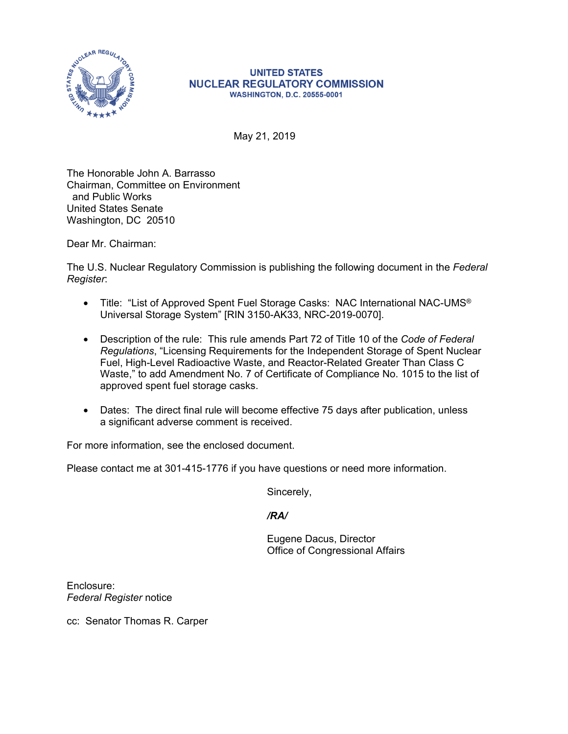**UNITED STATES**
**NUCLEAR REGULATORY COMMISSION**
**WASHINGTON, D.C. 20555-0001**

May 21, 2019

The Honorable John A. Barrasso
Chairman, Committee on Environment
and Public Works
United States Senate
Washington, DC 20510

Dear Mr. Chairman:

The U.S. Nuclear Regulatory Commission is publishing the following document in the *Federal Register*:

- Title: "List of Approved Spent Fuel Storage Casks: NAC International NAC-UMS® Universal Storage System" [RIN 3150-AK33, NRC-2019-0070].

- Description of the rule: This rule amends Part 72 of Title 10 of the *Code of Federal Regulations*, "Licensing Requirements for the Independent Storage of Spent Nuclear Fuel, High-Level Radioactive Waste, and Reactor-Related Greater Than Class C Waste," to add Amendment No. 7 of Certificate of Compliance No. 1015 to the list of approved spent fuel storage casks.

- Dates: The direct final rule will become effective 75 days after publication, unless a significant adverse comment is received.

For more information, see the enclosed document.

Please contact me at 301-415-1776 if you have questions or need more information.

Sincerely,

***/RA/***

Eugene Dacus, Director
Office of Congressional Affairs

Enclosure:
*Federal Register* notice

cc: Senator Thomas R. Carper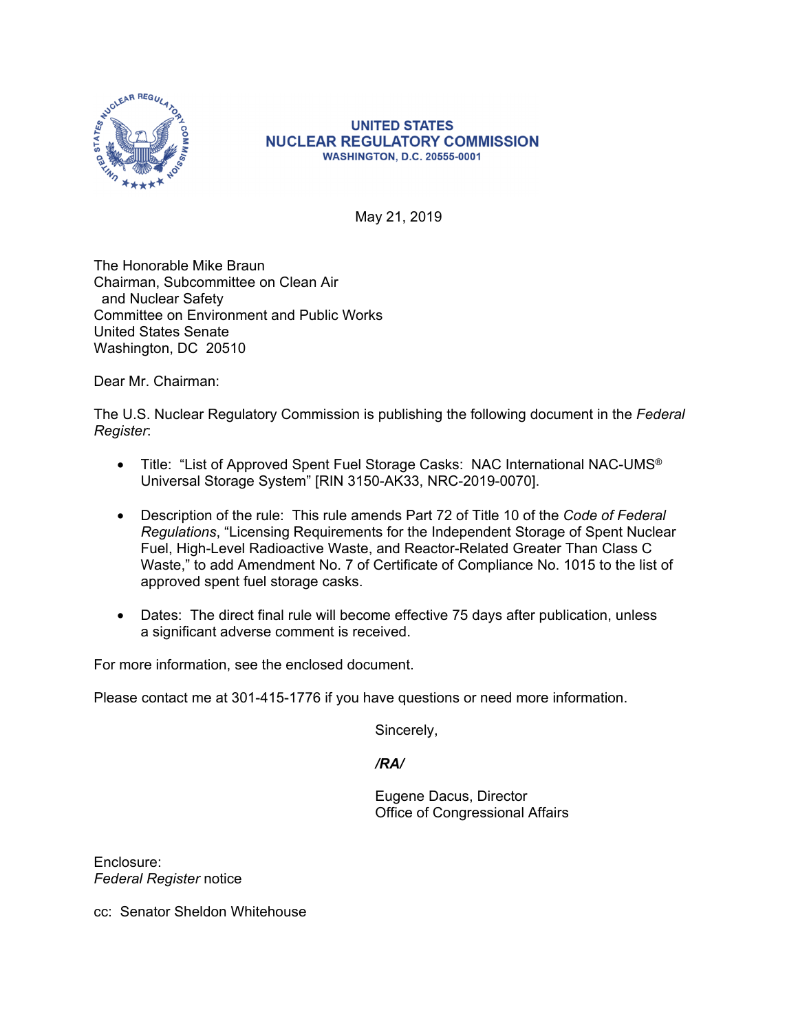UNITED STATES
NUCLEAR REGULATORY COMMISSION
WASHINGTON, D.C. 20555-0001

May 21, 2019

The Honorable Mike Braun
Chairman, Subcommittee on Clean Air
and Nuclear Safety
Committee on Environment and Public Works
United States Senate
Washington, DC 20510

Dear Mr. Chairman:

The U.S. Nuclear Regulatory Commission is publishing the following document in the *Federal Register*:

- Title: "List of Approved Spent Fuel Storage Casks: NAC International NAC-UMS® Universal Storage System" [RIN 3150-AK33, NRC-2019-0070].
- Description of the rule: This rule amends Part 72 of Title 10 of the *Code of Federal Regulations*, "Licensing Requirements for the Independent Storage of Spent Nuclear Fuel, High-Level Radioactive Waste, and Reactor-Related Greater Than Class C Waste," to add Amendment No. 7 of Certificate of Compliance No. 1015 to the list of approved spent fuel storage casks.
- Dates: The direct final rule will become effective 75 days after publication, unless a significant adverse comment is received.

For more information, see the enclosed document.

Please contact me at 301-415-1776 if you have questions or need more information.

Sincerely,

***/RA/***

Eugene Dacus, Director
Office of Congressional Affairs

Enclosure:
*Federal Register* notice

cc: Senator Sheldon Whitehouse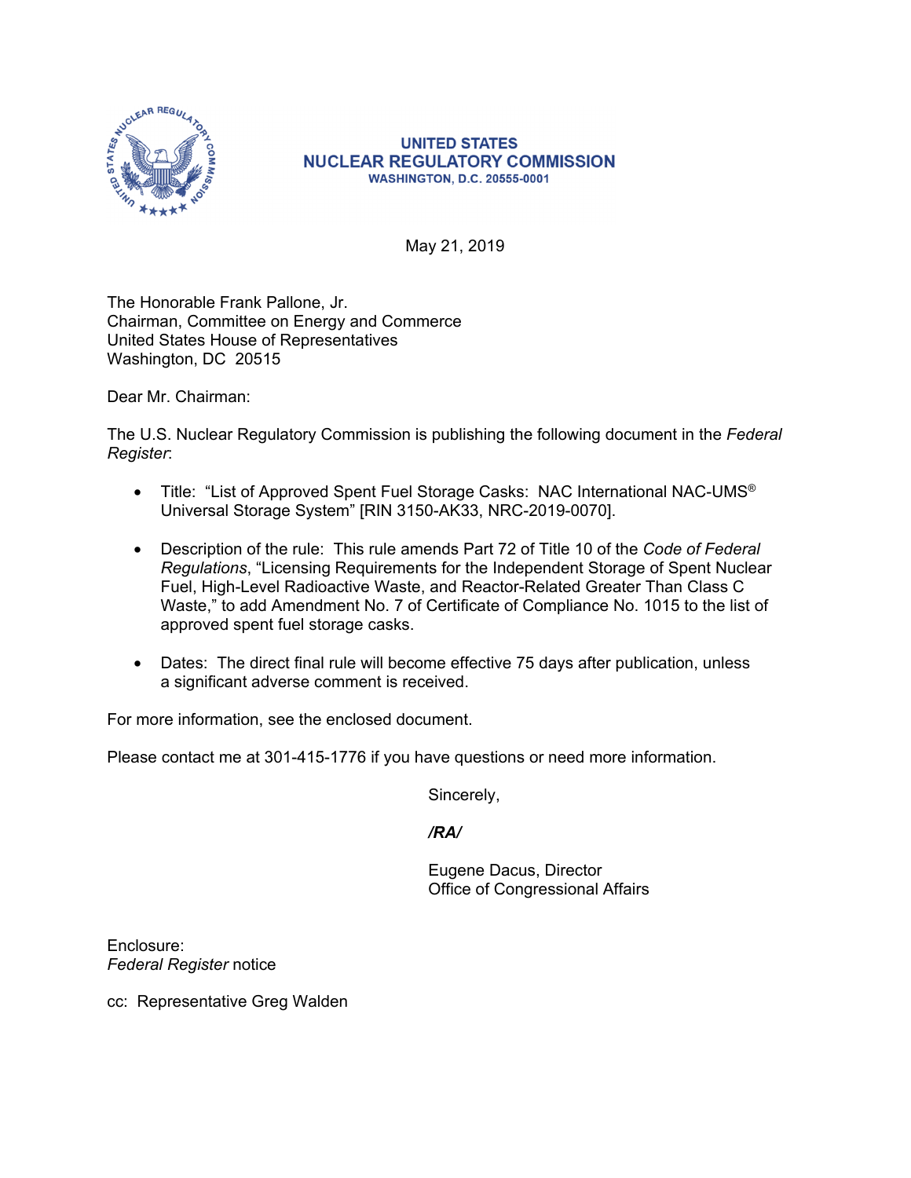UNITED STATES
NUCLEAR REGULATORY COMMISSION
WASHINGTON, D.C. 20555-0001

May 21, 2019

The Honorable Frank Pallone, Jr.
Chairman, Committee on Energy and Commerce
United States House of Representatives
Washington, DC 20515

Dear Mr. Chairman:

The U.S. Nuclear Regulatory Commission is publishing the following document in the *Federal Register*:

- Title: "List of Approved Spent Fuel Storage Casks: NAC International NAC-UMS® Universal Storage System" [RIN 3150-AK33, NRC-2019-0070].
- Description of the rule: This rule amends Part 72 of Title 10 of the *Code of Federal Regulations*, "Licensing Requirements for the Independent Storage of Spent Nuclear Fuel, High-Level Radioactive Waste, and Reactor-Related Greater Than Class C Waste," to add Amendment No. 7 of Certificate of Compliance No. 1015 to the list of approved spent fuel storage casks.
- Dates: The direct final rule will become effective 75 days after publication, unless a significant adverse comment is received.

For more information, see the enclosed document.

Please contact me at 301-415-1776 if you have questions or need more information.

Sincerely,

*/RA/*

Eugene Dacus, Director
Office of Congressional Affairs

Enclosure:
*Federal Register* notice

cc: Representative Greg Walden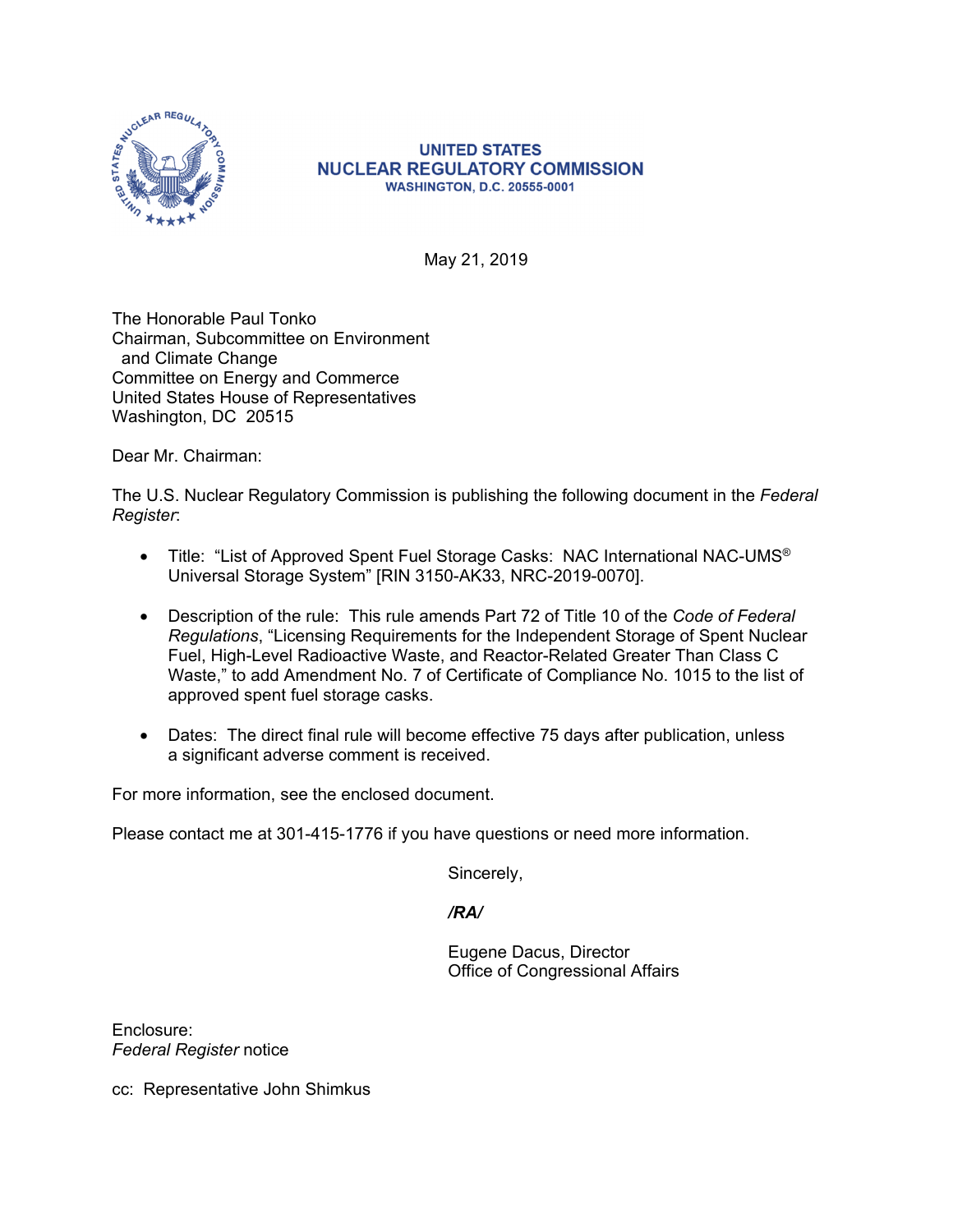**UNITED STATES**
**NUCLEAR REGULATORY COMMISSION**
**WASHINGTON, D.C. 20555-0001**

May 21, 2019

The Honorable Paul Tonko
Chairman, Subcommittee on Environment
and Climate Change
Committee on Energy and Commerce
United States House of Representatives
Washington, DC 20515

Dear Mr. Chairman:

The U.S. Nuclear Regulatory Commission is publishing the following document in the *Federal Register*:

- Title: "List of Approved Spent Fuel Storage Casks: NAC International NAC-UMS® Universal Storage System" [RIN 3150-AK33, NRC-2019-0070].
- Description of the rule: This rule amends Part 72 of Title 10 of the *Code of Federal Regulations*, "Licensing Requirements for the Independent Storage of Spent Nuclear Fuel, High-Level Radioactive Waste, and Reactor-Related Greater Than Class C Waste," to add Amendment No. 7 of Certificate of Compliance No. 1015 to the list of approved spent fuel storage casks.
- Dates: The direct final rule will become effective 75 days after publication, unless a significant adverse comment is received.

For more information, see the enclosed document.

Please contact me at 301-415-1776 if you have questions or need more information.

Sincerely,

*/RA/*

Eugene Dacus, Director
Office of Congressional Affairs

Enclosure:
*Federal Register* notice

cc: Representative John Shimkus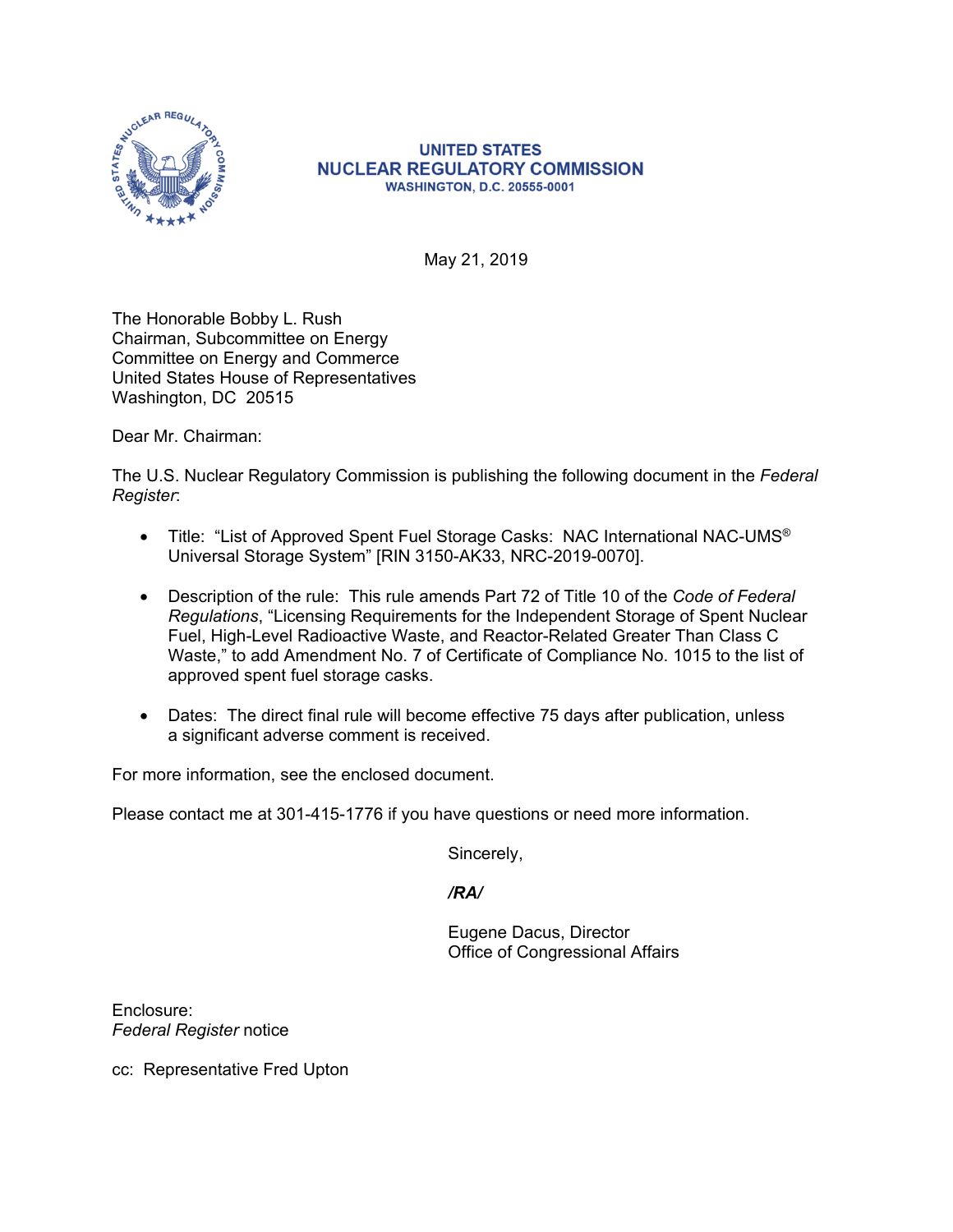UNITED STATES
NUCLEAR REGULATORY COMMISSION
WASHINGTON, D.C. 20555-0001

May 21, 2019

The Honorable Bobby L. Rush
Chairman, Subcommittee on Energy
Committee on Energy and Commerce
United States House of Representatives
Washington, DC 20515

Dear Mr. Chairman:

The U.S. Nuclear Regulatory Commission is publishing the following document in the *Federal Register*:

- Title: "List of Approved Spent Fuel Storage Casks: NAC International NAC-UMS® Universal Storage System" [RIN 3150-AK33, NRC-2019-0070].
- Description of the rule: This rule amends Part 72 of Title 10 of the *Code of Federal Regulations*, "Licensing Requirements for the Independent Storage of Spent Nuclear Fuel, High-Level Radioactive Waste, and Reactor-Related Greater Than Class C Waste," to add Amendment No. 7 of Certificate of Compliance No. 1015 to the list of approved spent fuel storage casks.
- Dates: The direct final rule will become effective 75 days after publication, unless a significant adverse comment is received.

For more information, see the enclosed document.

Please contact me at 301-415-1776 if you have questions or need more information.

Sincerely,

***/RA/***

Eugene Dacus, Director
Office of Congressional Affairs

Enclosure:
*Federal Register* notice

cc: Representative Fred Upton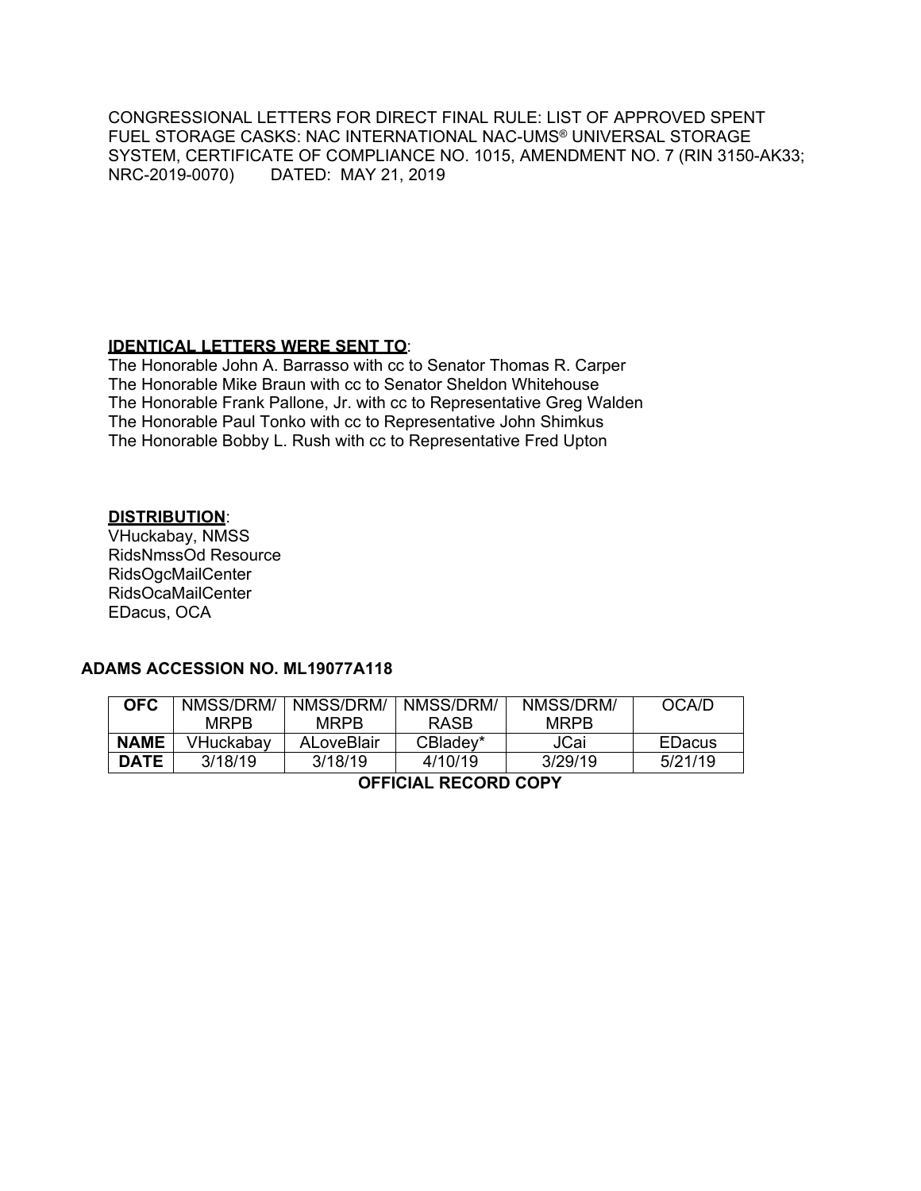CONGRESSIONAL LETTERS FOR DIRECT FINAL RULE: LIST OF APPROVED SPENT FUEL STORAGE CASKS: NAC INTERNATIONAL NAC-UMS® UNIVERSAL STORAGE SYSTEM, CERTIFICATE OF COMPLIANCE NO. 1015, AMENDMENT NO. 7 (RIN 3150-AK33; NRC-2019-0070) DATED: MAY 21, 2019

**IDENTICAL LETTERS WERE SENT TO**:

The Honorable John A. Barrasso with cc to Senator Thomas R. Carper
The Honorable Mike Braun with cc to Senator Sheldon Whitehouse
The Honorable Frank Pallone, Jr. with cc to Representative Greg Walden
The Honorable Paul Tonko with cc to Representative John Shimkus
The Honorable Bobby L. Rush with cc to Representative Fred Upton

**DISTRIBUTION**:

VHuckabay, NMSS
RidsNmssOd Resource
RidsOgcMailCenter
RidsOcaMailCenter
EDacus, OCA

**ADAMS ACCESSION NO. ML19077A118**

| OFC | NMSS/DRM/ MRPB | NMSS/DRM/ MRPB | NMSS/DRM/ RASB | NMSS/DRM/ MRPB | OCA/D |
|---|---|---|---|---|---|
| NAME | VHuckabay | ALoveBlair | CBladey* | JCai | EDacus |
| DATE | 3/18/19 | 3/18/19 | 4/10/19 | 3/29/19 | 5/21/19 |

**OFFICIAL RECORD COPY**